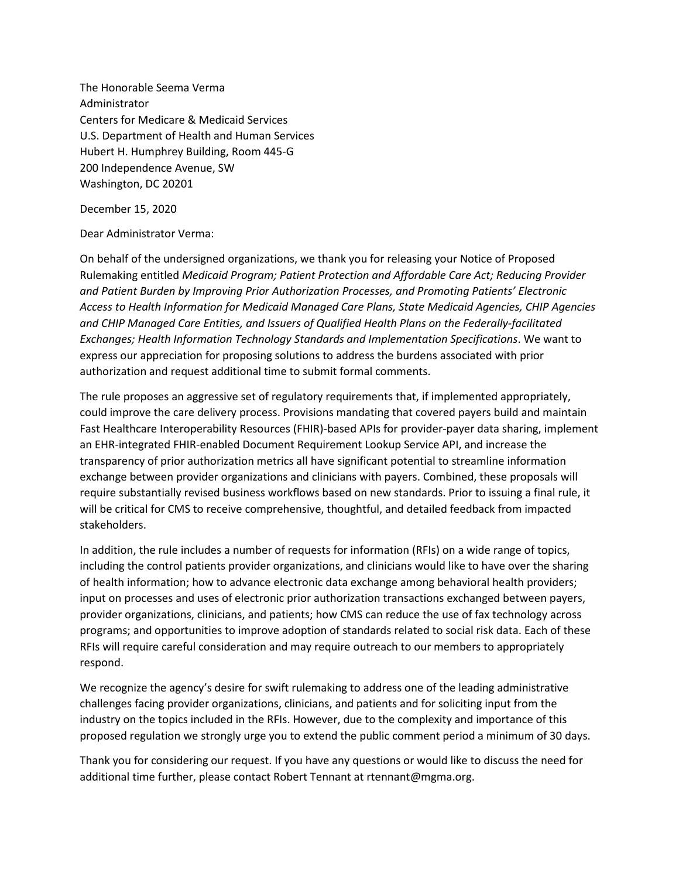The Honorable Seema Verma
Administrator
Centers for Medicare & Medicaid Services
U.S. Department of Health and Human Services
Hubert H. Humphrey Building, Room 445-G
200 Independence Avenue, SW
Washington, DC 20201

December 15, 2020

Dear Administrator Verma:

On behalf of the undersigned organizations, we thank you for releasing your Notice of Proposed Rulemaking entitled *Medicaid Program; Patient Protection and Affordable Care Act; Reducing Provider and Patient Burden by Improving Prior Authorization Processes, and Promoting Patients' Electronic Access to Health Information for Medicaid Managed Care Plans, State Medicaid Agencies, CHIP Agencies and CHIP Managed Care Entities, and Issuers of Qualified Health Plans on the Federally-facilitated Exchanges; Health Information Technology Standards and Implementation Specifications*. We want to express our appreciation for proposing solutions to address the burdens associated with prior authorization and request additional time to submit formal comments.

The rule proposes an aggressive set of regulatory requirements that, if implemented appropriately, could improve the care delivery process. Provisions mandating that covered payers build and maintain Fast Healthcare Interoperability Resources (FHIR)-based APIs for provider-payer data sharing, implement an EHR-integrated FHIR-enabled Document Requirement Lookup Service API, and increase the transparency of prior authorization metrics all have significant potential to streamline information exchange between provider organizations and clinicians with payers. Combined, these proposals will require substantially revised business workflows based on new standards. Prior to issuing a final rule, it will be critical for CMS to receive comprehensive, thoughtful, and detailed feedback from impacted stakeholders.

In addition, the rule includes a number of requests for information (RFIs) on a wide range of topics, including the control patients provider organizations, and clinicians would like to have over the sharing of health information; how to advance electronic data exchange among behavioral health providers; input on processes and uses of electronic prior authorization transactions exchanged between payers, provider organizations, clinicians, and patients; how CMS can reduce the use of fax technology across programs; and opportunities to improve adoption of standards related to social risk data. Each of these RFIs will require careful consideration and may require outreach to our members to appropriately respond.

We recognize the agency's desire for swift rulemaking to address one of the leading administrative challenges facing provider organizations, clinicians, and patients and for soliciting input from the industry on the topics included in the RFIs. However, due to the complexity and importance of this proposed regulation we strongly urge you to extend the public comment period a minimum of 30 days.

Thank you for considering our request. If you have any questions or would like to discuss the need for additional time further, please contact Robert Tennant at rtennant@mgma.org.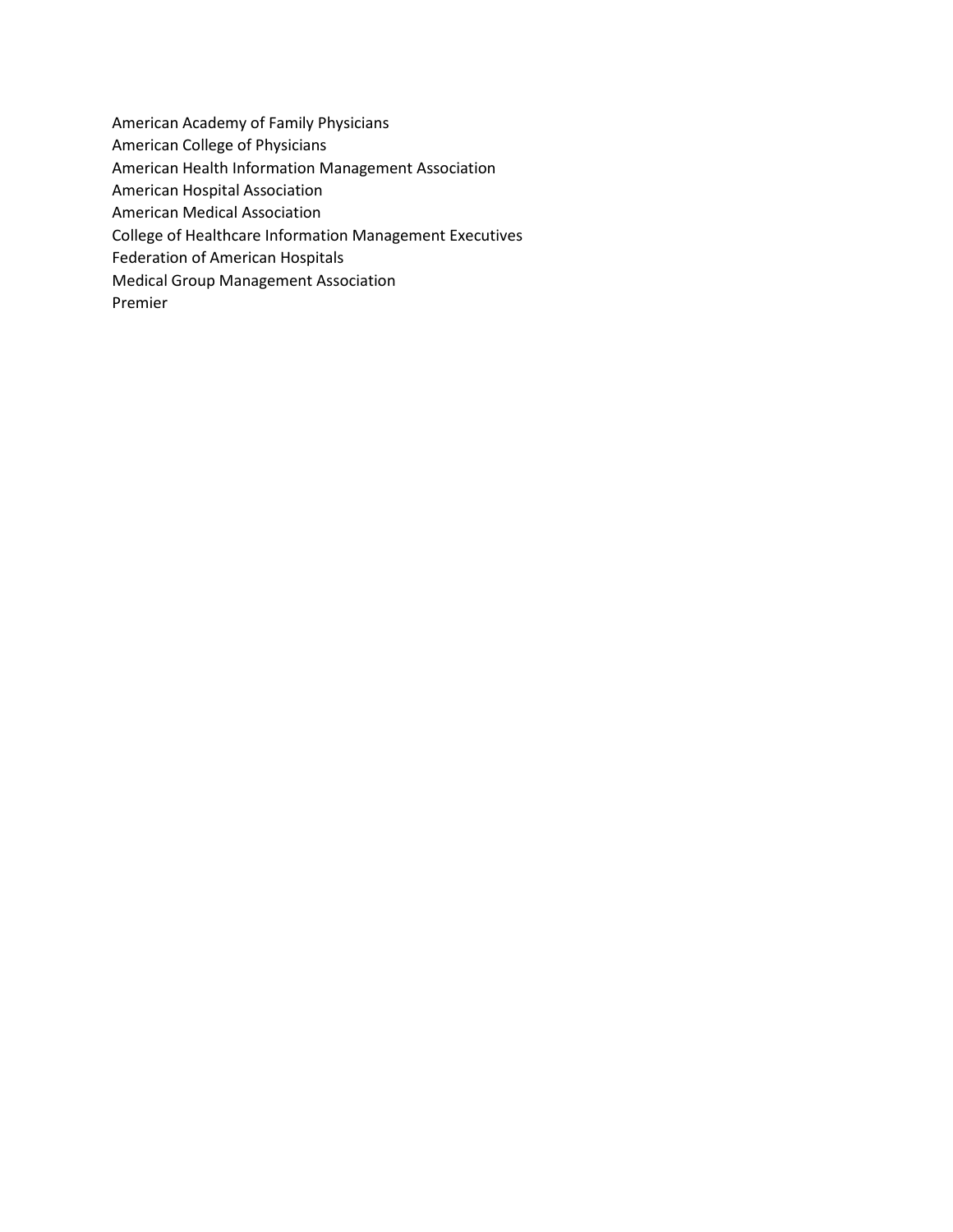American Academy of Family Physicians
American College of Physicians
American Health Information Management Association
American Hospital Association
American Medical Association
College of Healthcare Information Management Executives
Federation of American Hospitals
Medical Group Management Association
Premier